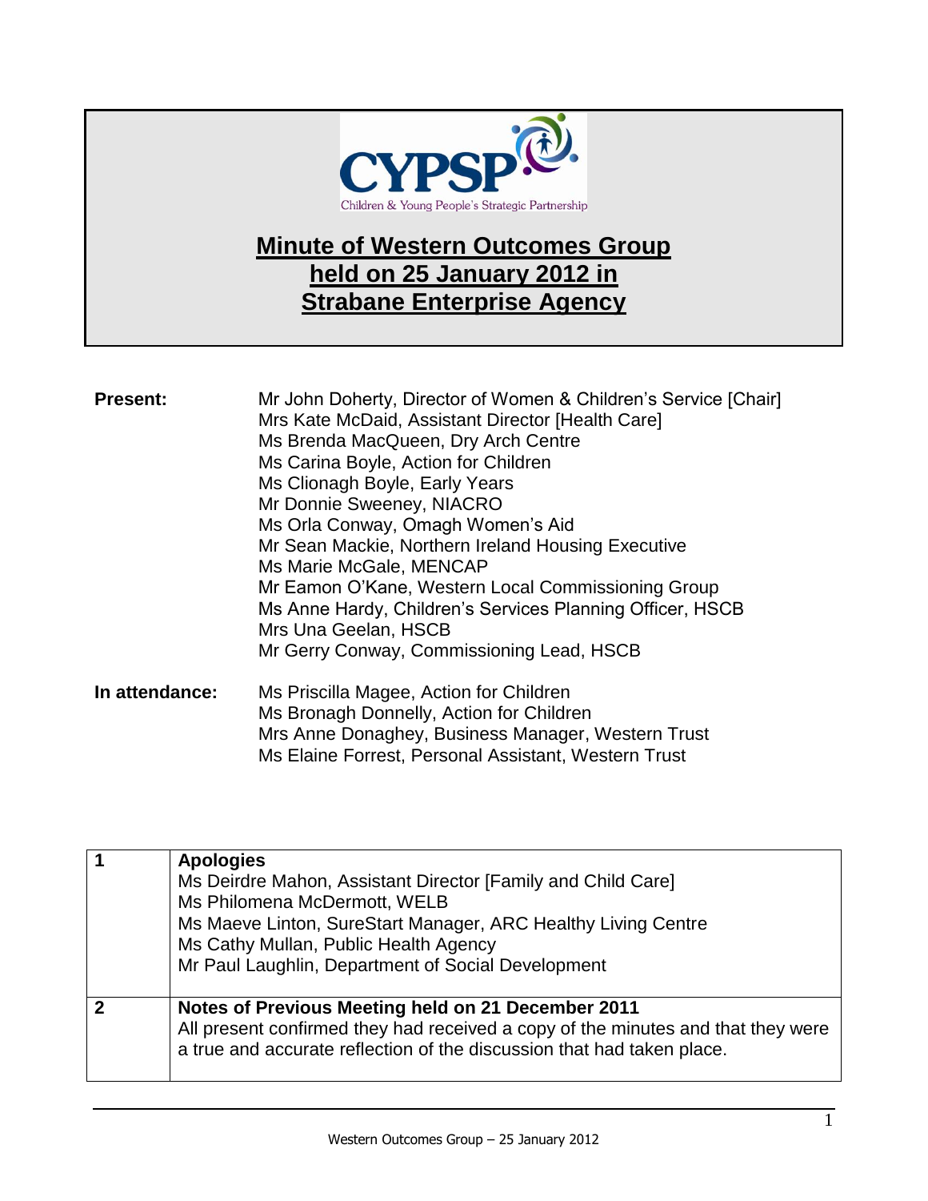CYPSP

Children & Young People's Strategic Partnership

# Minute of Western Outcomes Group held on 25 January 2012 in Strabane Enterprise Agency

**Present:**

Mr John Doherty, Director of Women & Children's Service [Chair]
Mrs Kate McDaid, Assistant Director [Health Care]
Ms Brenda MacQueen, Dry Arch Centre
Ms Carina Boyle, Action for Children
Ms Clionagh Boyle, Early Years
Mr Donnie Sweeney, NIACRO
Ms Orla Conway, Omagh Women's Aid
Mr Sean Mackie, Northern Ireland Housing Executive
Ms Marie McGale, MENCAP
Mr Eamon O'Kane, Western Local Commissioning Group
Ms Anne Hardy, Children's Services Planning Officer, HSCB
Mrs Una Geelan, HSCB
Mr Gerry Conway, Commissioning Lead, HSCB

**In attendance:**

Ms Priscilla Magee, Action for Children
Ms Bronagh Donnelly, Action for Children
Mrs Anne Donaghey, Business Manager, Western Trust
Ms Elaine Forrest, Personal Assistant, Western Trust

| | |
|---|---|
| **1** | **Apologies**<br>Ms Deirdre Mahon, Assistant Director [Family and Child Care]<br>Ms Philomena McDermott, WELB<br>Ms Maeve Linton, SureStart Manager, ARC Healthy Living Centre<br>Ms Cathy Mullan, Public Health Agency<br>Mr Paul Laughlin, Department of Social Development |
| **2** | **Notes of Previous Meeting held on 21 December 2011**<br>All present confirmed they had received a copy of the minutes and that they were a true and accurate reflection of the discussion that had taken place. |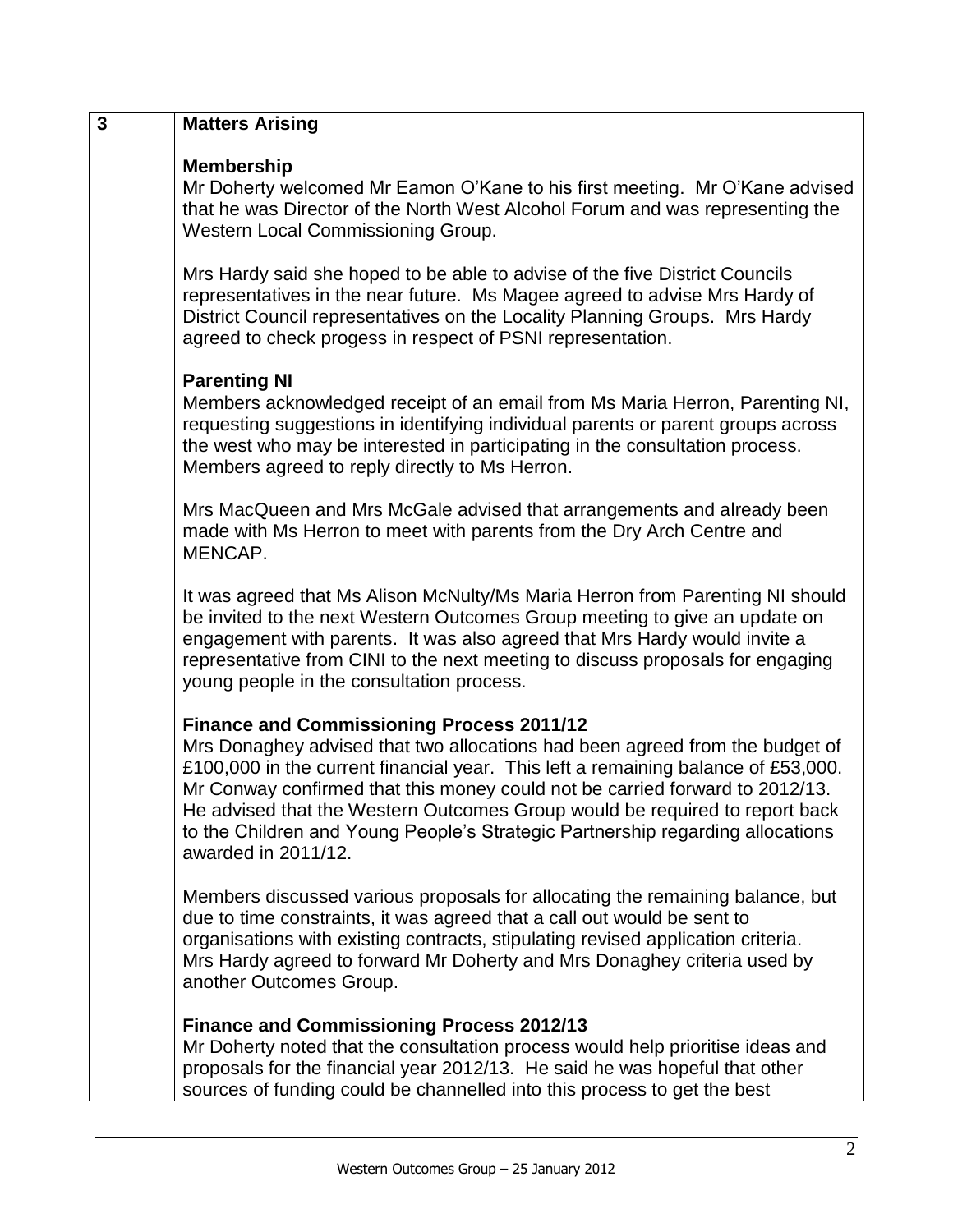| 3 | **Matters Arising** |
|---|---|

**3 Matters Arising**

**Membership**

Mr Doherty welcomed Mr Eamon O'Kane to his first meeting. Mr O'Kane advised that he was Director of the North West Alcohol Forum and was representing the Western Local Commissioning Group.

Mrs Hardy said she hoped to be able to advise of the five District Councils representatives in the near future. Ms Magee agreed to advise Mrs Hardy of District Council representatives on the Locality Planning Groups. Mrs Hardy agreed to check progess in respect of PSNI representation.

**Parenting NI**

Members acknowledged receipt of an email from Ms Maria Herron, Parenting NI, requesting suggestions in identifying individual parents or parent groups across the west who may be interested in participating in the consultation process. Members agreed to reply directly to Ms Herron.

Mrs MacQueen and Mrs McGale advised that arrangements and already been made with Ms Herron to meet with parents from the Dry Arch Centre and MENCAP.

It was agreed that Ms Alison McNulty/Ms Maria Herron from Parenting NI should be invited to the next Western Outcomes Group meeting to give an update on engagement with parents. It was also agreed that Mrs Hardy would invite a representative from CINI to the next meeting to discuss proposals for engaging young people in the consultation process.

**Finance and Commissioning Process 2011/12**

Mrs Donaghey advised that two allocations had been agreed from the budget of £100,000 in the current financial year. This left a remaining balance of £53,000. Mr Conway confirmed that this money could not be carried forward to 2012/13. He advised that the Western Outcomes Group would be required to report back to the Children and Young People's Strategic Partnership regarding allocations awarded in 2011/12.

Members discussed various proposals for allocating the remaining balance, but due to time constraints, it was agreed that a call out would be sent to organisations with existing contracts, stipulating revised application criteria. Mrs Hardy agreed to forward Mr Doherty and Mrs Donaghey criteria used by another Outcomes Group.

**Finance and Commissioning Process 2012/13**

Mr Doherty noted that the consultation process would help prioritise ideas and proposals for the financial year 2012/13. He said he was hopeful that other sources of funding could be channelled into this process to get the best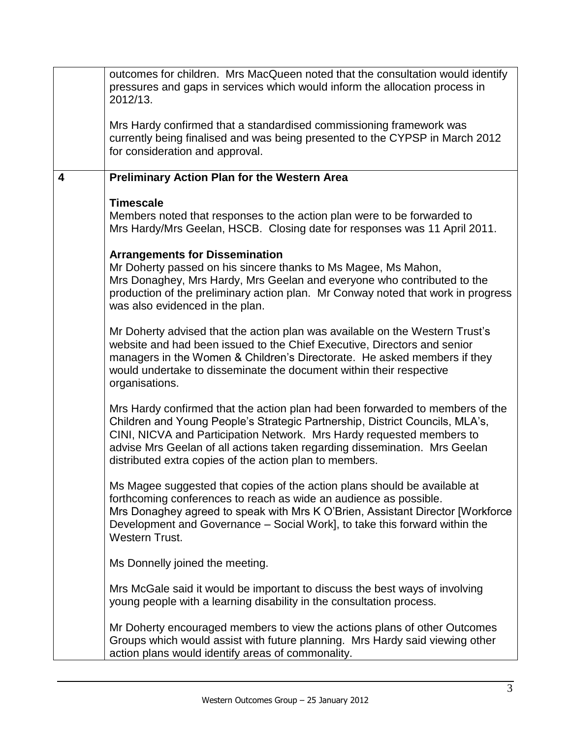outcomes for children. Mrs MacQueen noted that the consultation would identify pressures and gaps in services which would inform the allocation process in 2012/13.

Mrs Hardy confirmed that a standardised commissioning framework was currently being finalised and was being presented to the CYPSP in March 2012 for consideration and approval.

## 4 Preliminary Action Plan for the Western Area

**Timescale**
Members noted that responses to the action plan were to be forwarded to Mrs Hardy/Mrs Geelan, HSCB. Closing date for responses was 11 April 2011.

**Arrangements for Dissemination**
Mr Doherty passed on his sincere thanks to Ms Magee, Ms Mahon, Mrs Donaghey, Mrs Hardy, Mrs Geelan and everyone who contributed to the production of the preliminary action plan. Mr Conway noted that work in progress was also evidenced in the plan.

Mr Doherty advised that the action plan was available on the Western Trust's website and had been issued to the Chief Executive, Directors and senior managers in the Women & Children's Directorate. He asked members if they would undertake to disseminate the document within their respective organisations.

Mrs Hardy confirmed that the action plan had been forwarded to members of the Children and Young People's Strategic Partnership, District Councils, MLA's, CINI, NICVA and Participation Network. Mrs Hardy requested members to advise Mrs Geelan of all actions taken regarding dissemination. Mrs Geelan distributed extra copies of the action plan to members.

Ms Magee suggested that copies of the action plans should be available at forthcoming conferences to reach as wide an audience as possible. Mrs Donaghey agreed to speak with Mrs K O'Brien, Assistant Director [Workforce Development and Governance – Social Work], to take this forward within the Western Trust.

Ms Donnelly joined the meeting.

Mrs McGale said it would be important to discuss the best ways of involving young people with a learning disability in the consultation process.

Mr Doherty encouraged members to view the actions plans of other Outcomes Groups which would assist with future planning. Mrs Hardy said viewing other action plans would identify areas of commonality.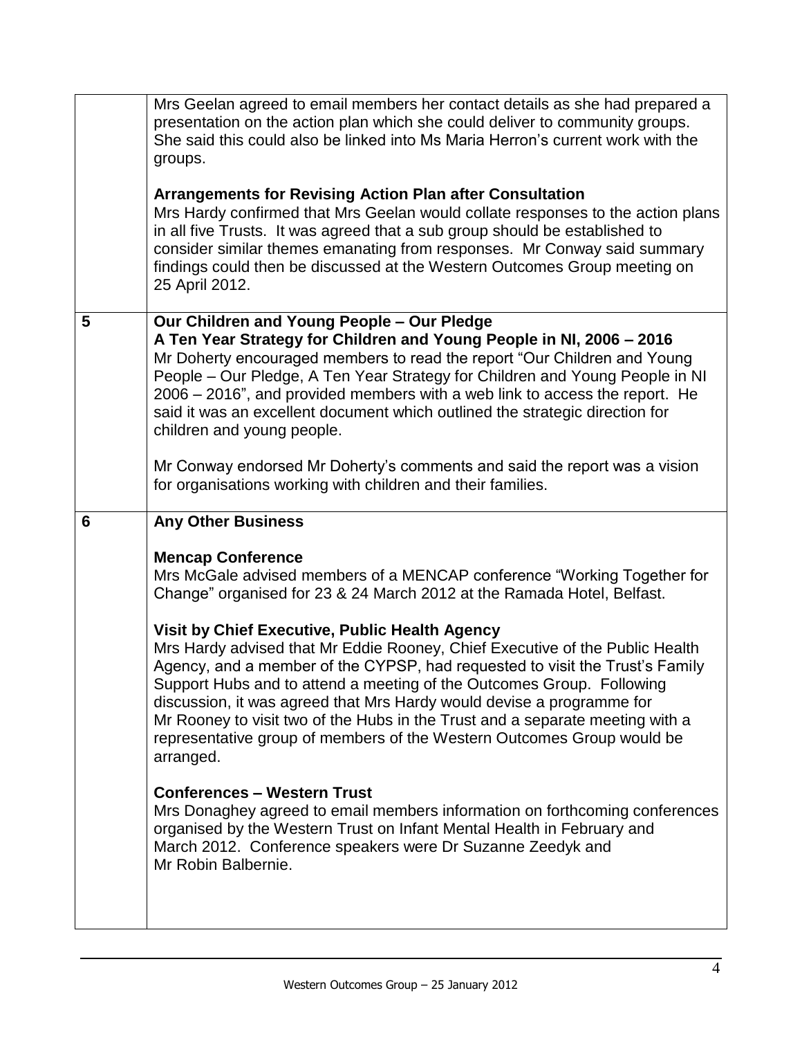| | |
|---|---|
| | Mrs Geelan agreed to email members her contact details as she had prepared a presentation on the action plan which she could deliver to community groups. She said this could also be linked into Ms Maria Herron's current work with the groups.<br><br>**Arrangements for Revising Action Plan after Consultation**<br>Mrs Hardy confirmed that Mrs Geelan would collate responses to the action plans in all five Trusts. It was agreed that a sub group should be established to consider similar themes emanating from responses. Mr Conway said summary findings could then be discussed at the Western Outcomes Group meeting on 25 April 2012. |
| **5** | **Our Children and Young People – Our Pledge**<br>**A Ten Year Strategy for Children and Young People in NI, 2006 – 2016**<br>Mr Doherty encouraged members to read the report "Our Children and Young People – Our Pledge, A Ten Year Strategy for Children and Young People in NI 2006 – 2016", and provided members with a web link to access the report. He said it was an excellent document which outlined the strategic direction for children and young people.<br><br>Mr Conway endorsed Mr Doherty's comments and said the report was a vision for organisations working with children and their families. |
| **6** | **Any Other Business**<br><br>**Mencap Conference**<br>Mrs McGale advised members of a MENCAP conference "Working Together for Change" organised for 23 & 24 March 2012 at the Ramada Hotel, Belfast.<br><br>**Visit by Chief Executive, Public Health Agency**<br>Mrs Hardy advised that Mr Eddie Rooney, Chief Executive of the Public Health Agency, and a member of the CYPSP, had requested to visit the Trust's Family Support Hubs and to attend a meeting of the Outcomes Group. Following discussion, it was agreed that Mrs Hardy would devise a programme for Mr Rooney to visit two of the Hubs in the Trust and a separate meeting with a representative group of members of the Western Outcomes Group would be arranged.<br><br>**Conferences – Western Trust**<br>Mrs Donaghey agreed to email members information on forthcoming conferences organised by the Western Trust on Infant Mental Health in February and March 2012. Conference speakers were Dr Suzanne Zeedyk and Mr Robin Balbernie. |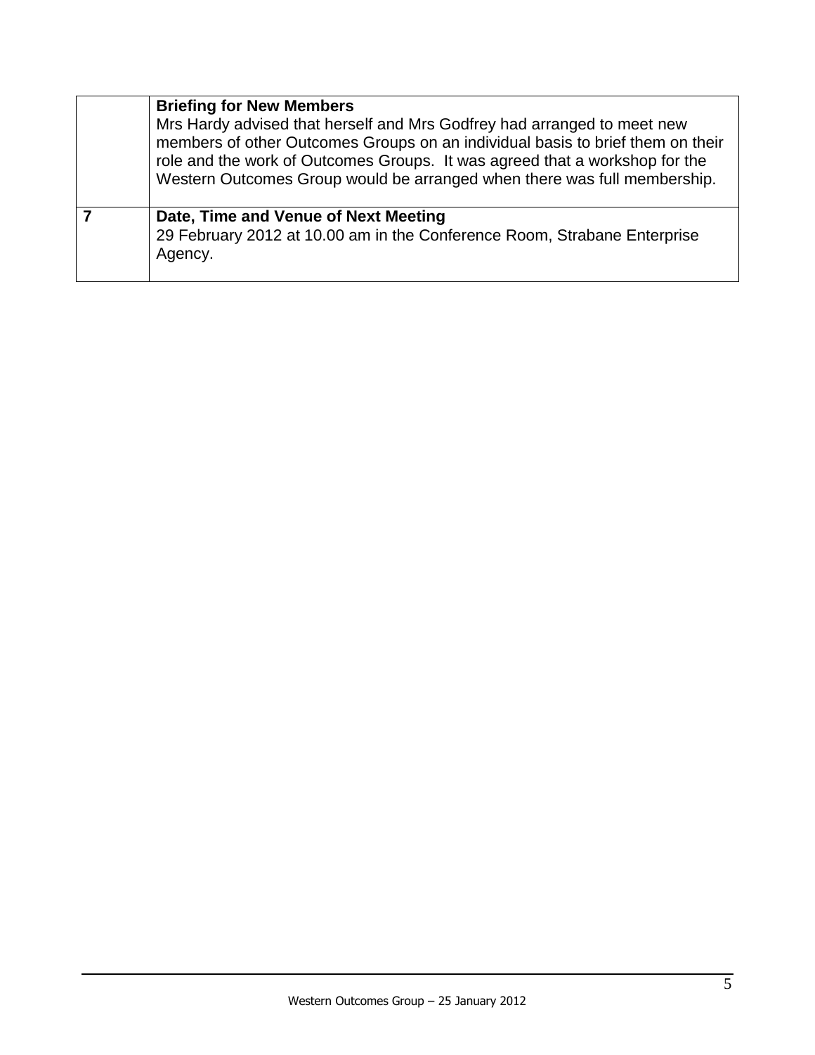| | |
|---|---|
| | **Briefing for New Members**<br>Mrs Hardy advised that herself and Mrs Godfrey had arranged to meet new members of other Outcomes Groups on an individual basis to brief them on their role and the work of Outcomes Groups. It was agreed that a workshop for the Western Outcomes Group would be arranged when there was full membership. |
| **7** | **Date, Time and Venue of Next Meeting**<br>29 February 2012 at 10.00 am in the Conference Room, Strabane Enterprise Agency. |